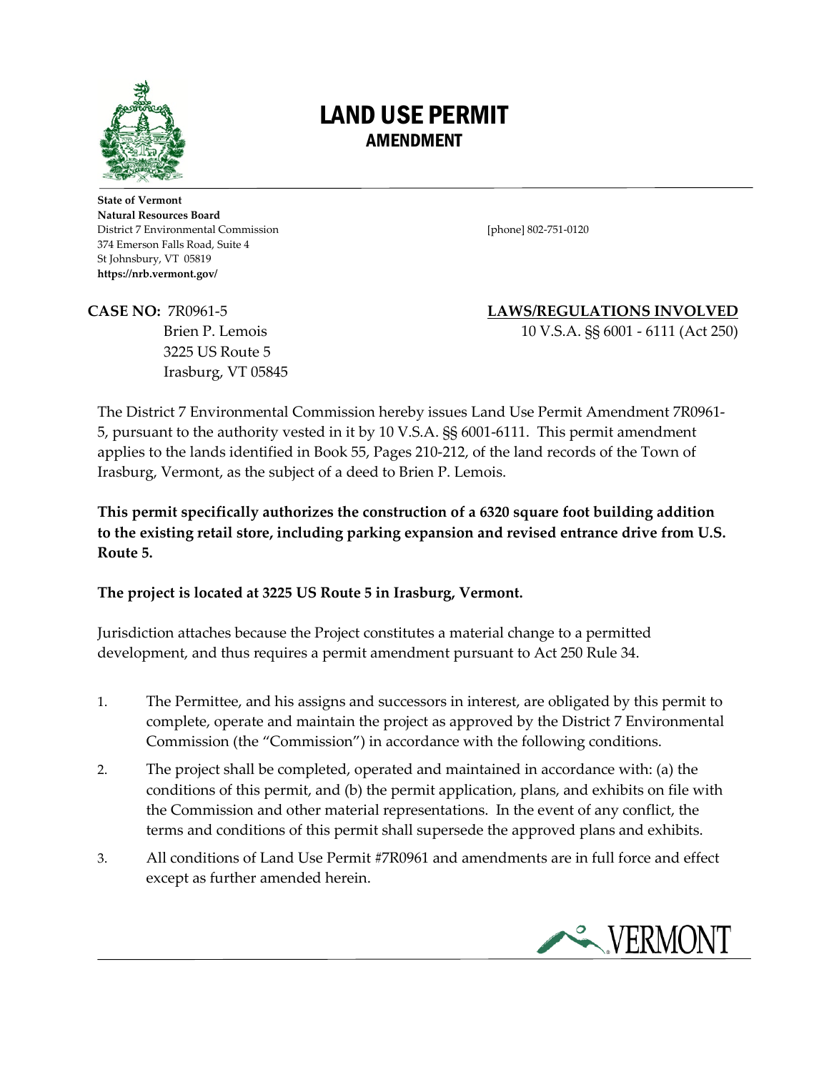# LAND USE PERMIT
## AMENDMENT

**State of Vermont**
**Natural Resources Board**
District 7 Environmental Commission
374 Emerson Falls Road, Suite 4
St Johnsbury, VT 05819
**https://nrb.vermont.gov/**

[phone] 802-751-0120

**CASE NO:** 7R0961-5
Brien P. Lemois
3225 US Route 5
Irasburg, VT 05845

**LAWS/REGULATIONS INVOLVED**
10 V.S.A. §§ 6001 - 6111 (Act 250)

The District 7 Environmental Commission hereby issues Land Use Permit Amendment 7R0961-5, pursuant to the authority vested in it by 10 V.S.A. §§ 6001-6111. This permit amendment applies to the lands identified in Book 55, Pages 210-212, of the land records of the Town of Irasburg, Vermont, as the subject of a deed to Brien P. Lemois.

**This permit specifically authorizes the construction of a 6320 square foot building addition to the existing retail store, including parking expansion and revised entrance drive from U.S. Route 5.**

**The project is located at 3225 US Route 5 in Irasburg, Vermont.**

Jurisdiction attaches because the Project constitutes a material change to a permitted development, and thus requires a permit amendment pursuant to Act 250 Rule 34.

1. The Permittee, and his assigns and successors in interest, are obligated by this permit to complete, operate and maintain the project as approved by the District 7 Environmental Commission (the "Commission") in accordance with the following conditions.
2. The project shall be completed, operated and maintained in accordance with: (a) the conditions of this permit, and (b) the permit application, plans, and exhibits on file with the Commission and other material representations. In the event of any conflict, the terms and conditions of this permit shall supersede the approved plans and exhibits.
3. All conditions of Land Use Permit #7R0961 and amendments are in full force and effect except as further amended herein.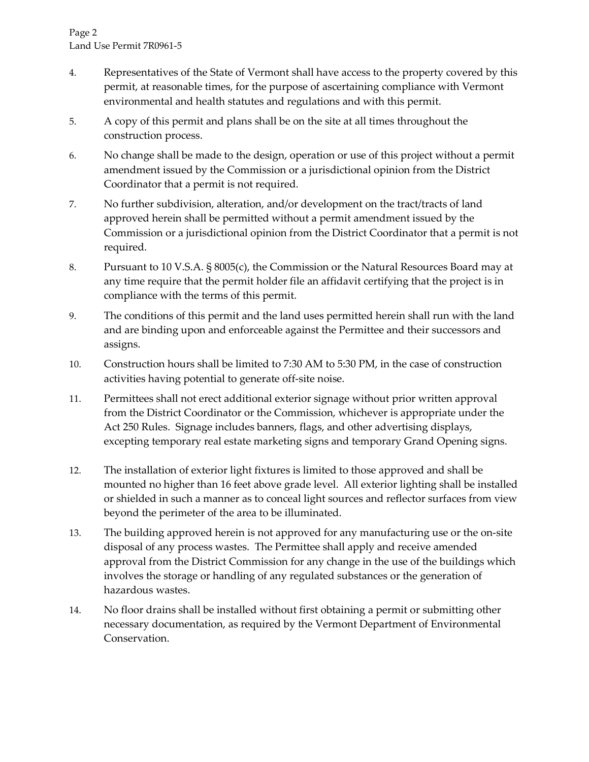4. Representatives of the State of Vermont shall have access to the property covered by this permit, at reasonable times, for the purpose of ascertaining compliance with Vermont environmental and health statutes and regulations and with this permit.

5. A copy of this permit and plans shall be on the site at all times throughout the construction process.

6. No change shall be made to the design, operation or use of this project without a permit amendment issued by the Commission or a jurisdictional opinion from the District Coordinator that a permit is not required.

7. No further subdivision, alteration, and/or development on the tract/tracts of land approved herein shall be permitted without a permit amendment issued by the Commission or a jurisdictional opinion from the District Coordinator that a permit is not required.

8. Pursuant to 10 V.S.A. § 8005(c), the Commission or the Natural Resources Board may at any time require that the permit holder file an affidavit certifying that the project is in compliance with the terms of this permit.

9. The conditions of this permit and the land uses permitted herein shall run with the land and are binding upon and enforceable against the Permittee and their successors and assigns.

10. Construction hours shall be limited to 7:30 AM to 5:30 PM, in the case of construction activities having potential to generate off-site noise.

11. Permittees shall not erect additional exterior signage without prior written approval from the District Coordinator or the Commission, whichever is appropriate under the Act 250 Rules. Signage includes banners, flags, and other advertising displays, excepting temporary real estate marketing signs and temporary Grand Opening signs.

12. The installation of exterior light fixtures is limited to those approved and shall be mounted no higher than 16 feet above grade level. All exterior lighting shall be installed or shielded in such a manner as to conceal light sources and reflector surfaces from view beyond the perimeter of the area to be illuminated.

13. The building approved herein is not approved for any manufacturing use or the on-site disposal of any process wastes. The Permittee shall apply and receive amended approval from the District Commission for any change in the use of the buildings which involves the storage or handling of any regulated substances or the generation of hazardous wastes.

14. No floor drains shall be installed without first obtaining a permit or submitting other necessary documentation, as required by the Vermont Department of Environmental Conservation.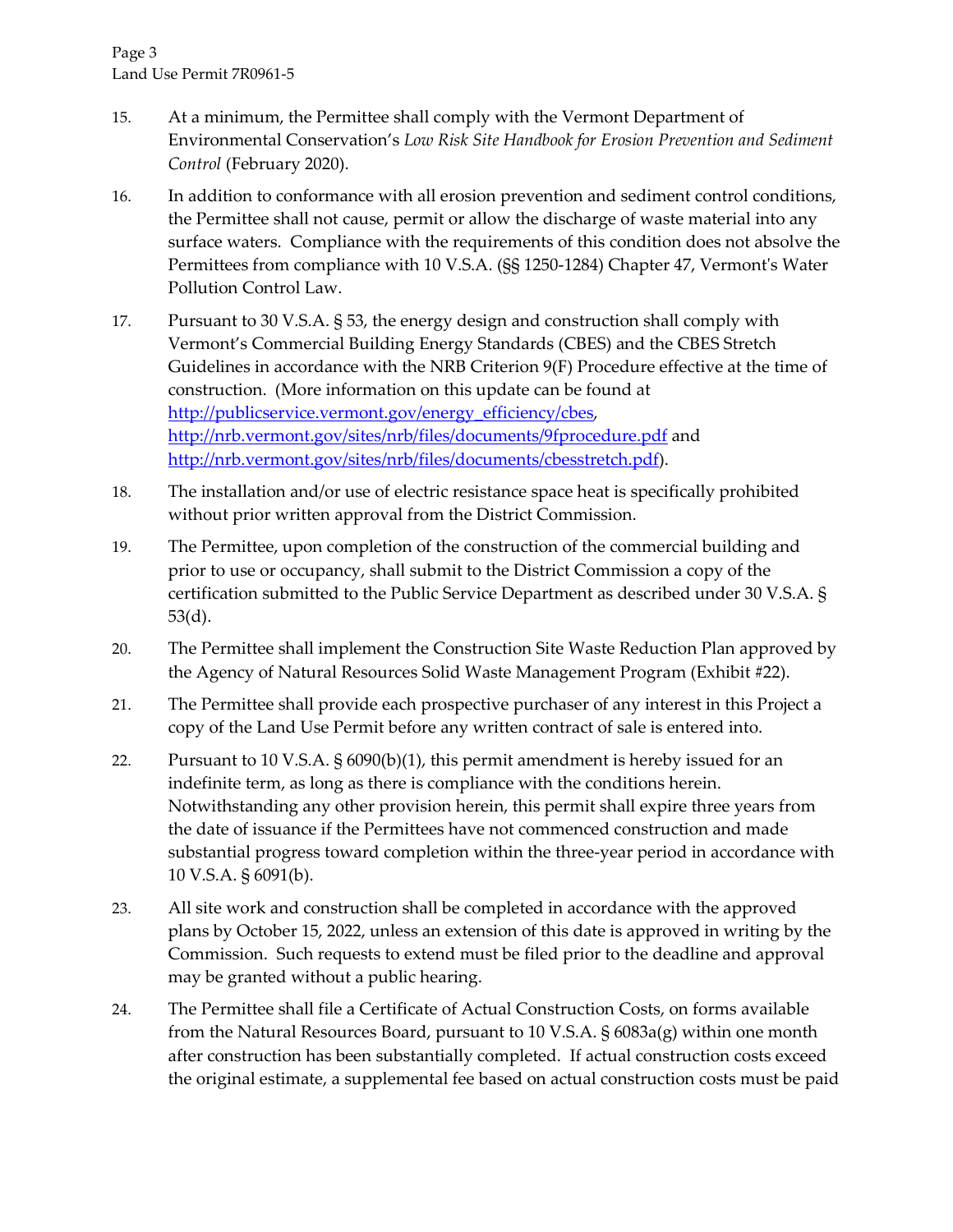15. At a minimum, the Permittee shall comply with the Vermont Department of Environmental Conservation's *Low Risk Site Handbook for Erosion Prevention and Sediment Control* (February 2020).

16. In addition to conformance with all erosion prevention and sediment control conditions, the Permittee shall not cause, permit or allow the discharge of waste material into any surface waters. Compliance with the requirements of this condition does not absolve the Permittees from compliance with 10 V.S.A. (§§ 1250-1284) Chapter 47, Vermont's Water Pollution Control Law.

17. Pursuant to 30 V.S.A. § 53, the energy design and construction shall comply with Vermont's Commercial Building Energy Standards (CBES) and the CBES Stretch Guidelines in accordance with the NRB Criterion 9(F) Procedure effective at the time of construction. (More information on this update can be found at [http://publicservice.vermont.gov/energy_efficiency/cbes](http://publicservice.vermont.gov/energy_efficiency/cbes), [http://nrb.vermont.gov/sites/nrb/files/documents/9fprocedure.pdf](http://nrb.vermont.gov/sites/nrb/files/documents/9fprocedure.pdf) and [http://nrb.vermont.gov/sites/nrb/files/documents/cbesstretch.pdf](http://nrb.vermont.gov/sites/nrb/files/documents/cbesstretch.pdf)).

18. The installation and/or use of electric resistance space heat is specifically prohibited without prior written approval from the District Commission.

19. The Permittee, upon completion of the construction of the commercial building and prior to use or occupancy, shall submit to the District Commission a copy of the certification submitted to the Public Service Department as described under 30 V.S.A. § 53(d).

20. The Permittee shall implement the Construction Site Waste Reduction Plan approved by the Agency of Natural Resources Solid Waste Management Program (Exhibit #22).

21. The Permittee shall provide each prospective purchaser of any interest in this Project a copy of the Land Use Permit before any written contract of sale is entered into.

22. Pursuant to 10 V.S.A. § 6090(b)(1), this permit amendment is hereby issued for an indefinite term, as long as there is compliance with the conditions herein. Notwithstanding any other provision herein, this permit shall expire three years from the date of issuance if the Permittees have not commenced construction and made substantial progress toward completion within the three-year period in accordance with 10 V.S.A. § 6091(b).

23. All site work and construction shall be completed in accordance with the approved plans by October 15, 2022, unless an extension of this date is approved in writing by the Commission. Such requests to extend must be filed prior to the deadline and approval may be granted without a public hearing.

24. The Permittee shall file a Certificate of Actual Construction Costs, on forms available from the Natural Resources Board, pursuant to 10 V.S.A. § 6083a(g) within one month after construction has been substantially completed. If actual construction costs exceed the original estimate, a supplemental fee based on actual construction costs must be paid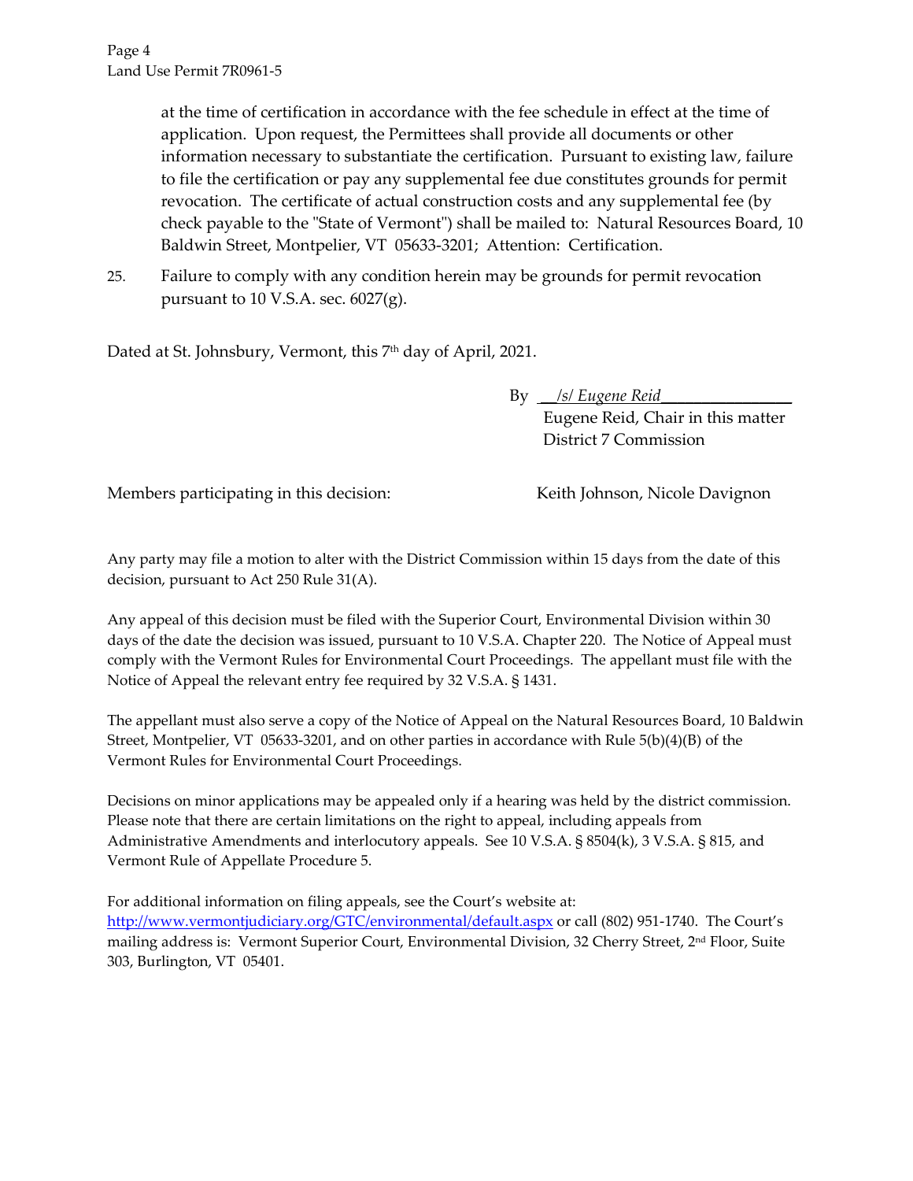at the time of certification in accordance with the fee schedule in effect at the time of application. Upon request, the Permittees shall provide all documents or other information necessary to substantiate the certification. Pursuant to existing law, failure to file the certification or pay any supplemental fee due constitutes grounds for permit revocation. The certificate of actual construction costs and any supplemental fee (by check payable to the "State of Vermont") shall be mailed to: Natural Resources Board, 10 Baldwin Street, Montpelier, VT 05633-3201; Attention: Certification.

25. Failure to comply with any condition herein may be grounds for permit revocation pursuant to 10 V.S.A. sec. 6027(g).

Dated at St. Johnsbury, Vermont, this 7th day of April, 2021.

By __*/s/ Eugene Reid*________________
Eugene Reid, Chair in this matter
District 7 Commission

Members participating in this decision: Keith Johnson, Nicole Davignon

Any party may file a motion to alter with the District Commission within 15 days from the date of this decision, pursuant to Act 250 Rule 31(A).

Any appeal of this decision must be filed with the Superior Court, Environmental Division within 30 days of the date the decision was issued, pursuant to 10 V.S.A. Chapter 220. The Notice of Appeal must comply with the Vermont Rules for Environmental Court Proceedings. The appellant must file with the Notice of Appeal the relevant entry fee required by 32 V.S.A. § 1431.

The appellant must also serve a copy of the Notice of Appeal on the Natural Resources Board, 10 Baldwin Street, Montpelier, VT 05633-3201, and on other parties in accordance with Rule 5(b)(4)(B) of the Vermont Rules for Environmental Court Proceedings.

Decisions on minor applications may be appealed only if a hearing was held by the district commission. Please note that there are certain limitations on the right to appeal, including appeals from Administrative Amendments and interlocutory appeals. See 10 V.S.A. § 8504(k), 3 V.S.A. § 815, and Vermont Rule of Appellate Procedure 5.

For additional information on filing appeals, see the Court's website at: http://www.vermontjudiciary.org/GTC/environmental/default.aspx or call (802) 951-1740. The Court's mailing address is: Vermont Superior Court, Environmental Division, 32 Cherry Street, 2nd Floor, Suite 303, Burlington, VT 05401.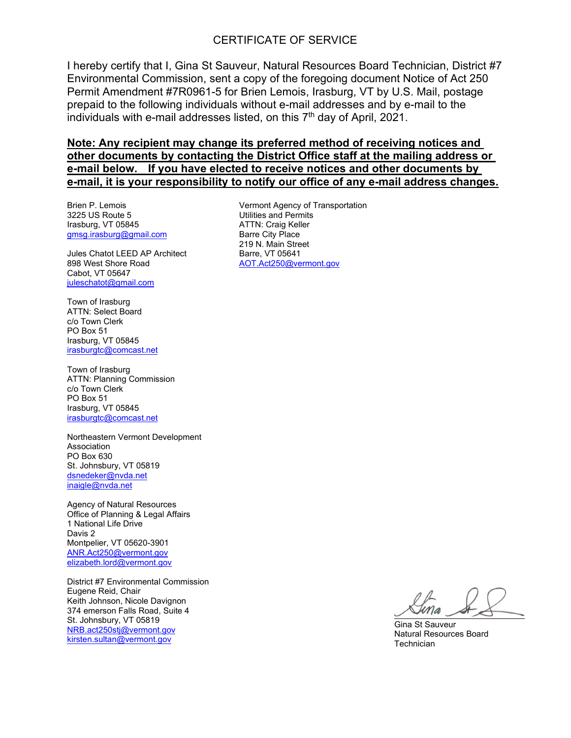# CERTIFICATE OF SERVICE

I hereby certify that I, Gina St Sauveur, Natural Resources Board Technician, District #7 Environmental Commission, sent a copy of the foregoing document Notice of Act 250 Permit Amendment #7R0961-5 for Brien Lemois, Irasburg, VT by U.S. Mail, postage prepaid to the following individuals without e-mail addresses and by e-mail to the individuals with e-mail addresses listed, on this 7th day of April, 2021.

**Note: Any recipient may change its preferred method of receiving notices and other documents by contacting the District Office staff at the mailing address or e-mail below. If you have elected to receive notices and other documents by e-mail, it is your responsibility to notify our office of any e-mail address changes.**

Brien P. Lemois
3225 US Route 5
Irasburg, VT 05845
gmsg.irasburg@gmail.com

Jules Chatot LEED AP Architect
898 West Shore Road
Cabot, VT 05647
juleschatot@gmail.com

Town of Irasburg
ATTN: Select Board
c/o Town Clerk
PO Box 51
Irasburg, VT 05845
irasburgtc@comcast.net

Town of Irasburg
ATTN: Planning Commission
c/o Town Clerk
PO Box 51
Irasburg, VT 05845
irasburgtc@comcast.net

Northeastern Vermont Development Association
PO Box 630
St. Johnsbury, VT 05819
dsnedeker@nvda.net
inaigle@nvda.net

Agency of Natural Resources
Office of Planning & Legal Affairs
1 National Life Drive
Davis 2
Montpelier, VT 05620-3901
ANR.Act250@vermont.gov
elizabeth.lord@vermont.gov

District #7 Environmental Commission
Eugene Reid, Chair
Keith Johnson, Nicole Davignon
374 emerson Falls Road, Suite 4
St. Johnsbury, VT 05819
NRB.act250stj@vermont.gov
kirsten.sultan@vermont.gov

Vermont Agency of Transportation
Utilities and Permits
ATTN: Craig Keller
Barre City Place
219 N. Main Street
Barre, VT 05641
AOT.Act250@vermont.gov

Gina St Sauveur
Natural Resources Board
Technician